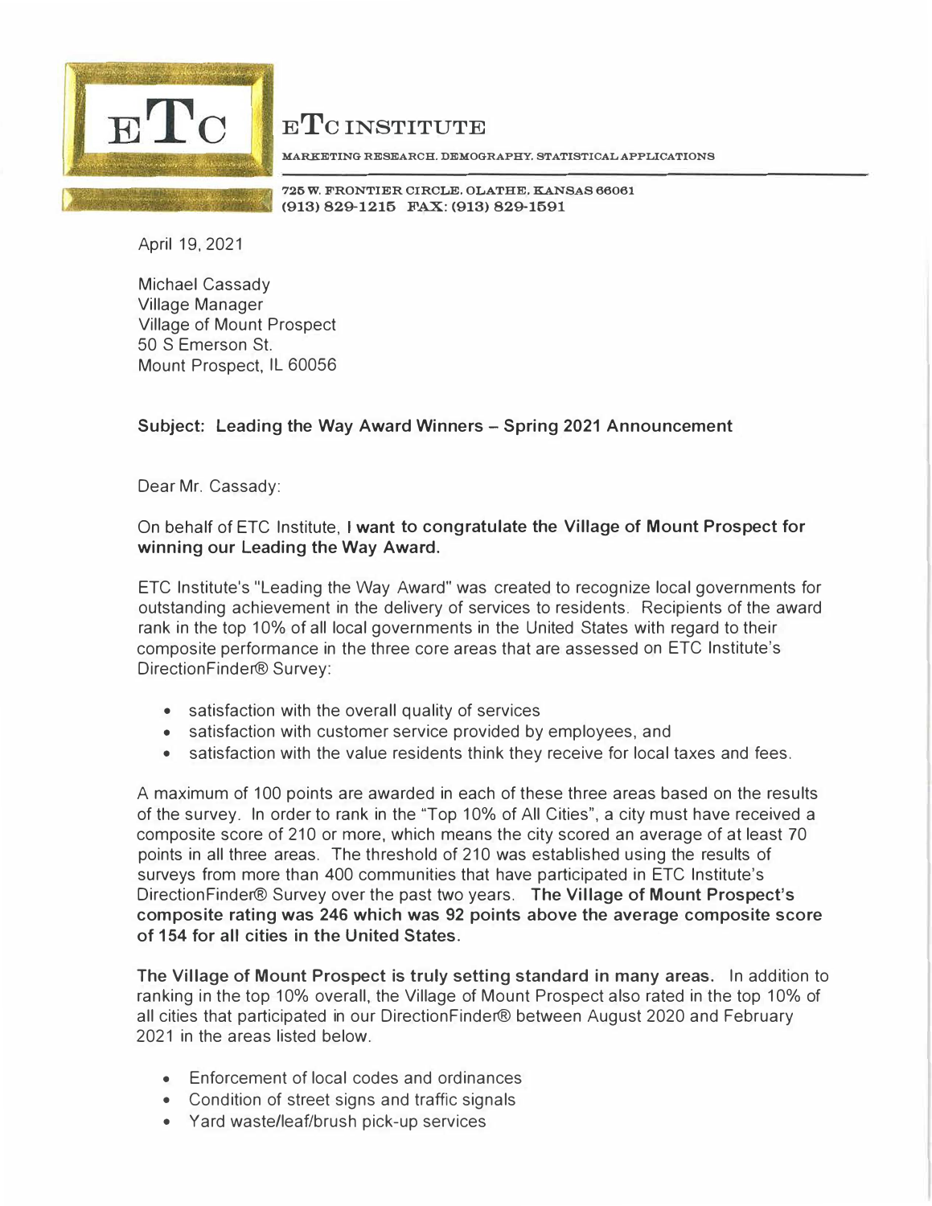# ETC INSTITUTE

MARKETING RESEARCH. DEMOGRAPHY. STATISTICAL APPLICATIONS

725 W. FRONTIER CIRCLE. OLATHE, KANSAS 66061
(913) 829-1215 FAX: (913) 829-1591

April 19, 2021

Michael Cassady
Village Manager
Village of Mount Prospect
50 S Emerson St.
Mount Prospect, IL 60056

**Subject: Leading the Way Award Winners – Spring 2021 Announcement**

Dear Mr. Cassady:

On behalf of ETC Institute, **I want to congratulate the Village of Mount Prospect for winning our Leading the Way Award.**

ETC Institute's "Leading the Way Award" was created to recognize local governments for outstanding achievement in the delivery of services to residents. Recipients of the award rank in the top 10% of all local governments in the United States with regard to their composite performance in the three core areas that are assessed on ETC Institute's DirectionFinder® Survey:

- satisfaction with the overall quality of services
- satisfaction with customer service provided by employees, and
- satisfaction with the value residents think they receive for local taxes and fees.

A maximum of 100 points are awarded in each of these three areas based on the results of the survey. In order to rank in the "Top 10% of All Cities", a city must have received a composite score of 210 or more, which means the city scored an average of at least 70 points in all three areas. The threshold of 210 was established using the results of surveys from more than 400 communities that have participated in ETC Institute's DirectionFinder® Survey over the past two years. **The Village of Mount Prospect's composite rating was 246 which was 92 points above the average composite score of 154 for all cities in the United States.**

**The Village of Mount Prospect is truly setting standard in many areas.** In addition to ranking in the top 10% overall, the Village of Mount Prospect also rated in the top 10% of all cities that participated in our DirectionFinder® between August 2020 and February 2021 in the areas listed below.

- Enforcement of local codes and ordinances
- Condition of street signs and traffic signals
- Yard waste/leaf/brush pick-up services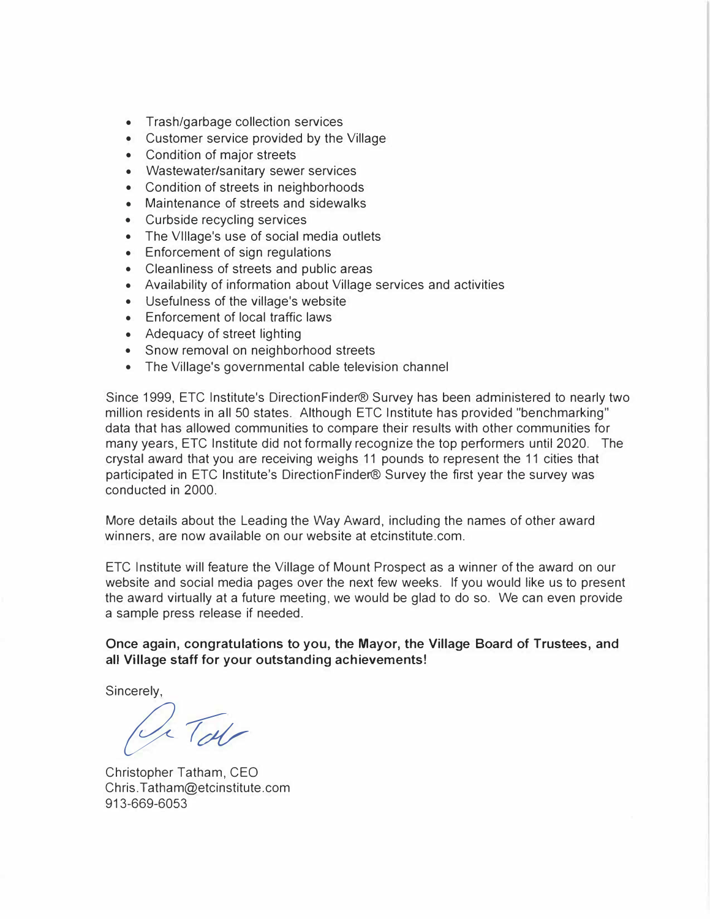- Trash/garbage collection services
- Customer service provided by the Village
- Condition of major streets
- Wastewater/sanitary sewer services
- Condition of streets in neighborhoods
- Maintenance of streets and sidewalks
- Curbside recycling services
- The VIllage's use of social media outlets
- Enforcement of sign regulations
- Cleanliness of streets and public areas
- Availability of information about Village services and activities
- Usefulness of the village's website
- Enforcement of local traffic laws
- Adequacy of street lighting
- Snow removal on neighborhood streets
- The Village's governmental cable television channel

Since 1999, ETC Institute's DirectionFinder® Survey has been administered to nearly two million residents in all 50 states. Although ETC Institute has provided "benchmarking" data that has allowed communities to compare their results with other communities for many years, ETC Institute did not formally recognize the top performers until 2020. The crystal award that you are receiving weighs 11 pounds to represent the 11 cities that participated in ETC Institute's DirectionFinder® Survey the first year the survey was conducted in 2000.

More details about the Leading the Way Award, including the names of other award winners, are now available on our website at etcinstitute.com.

ETC Institute will feature the Village of Mount Prospect as a winner of the award on our website and social media pages over the next few weeks. If you would like us to present the award virtually at a future meeting, we would be glad to do so. We can even provide a sample press release if needed.

**Once again, congratulations to you, the Mayor, the Village Board of Trustees, and all Village staff for your outstanding achievements!**

Sincerely,

Christopher Tatham, CEO
Chris.Tatham@etcinstitute.com
913-669-6053